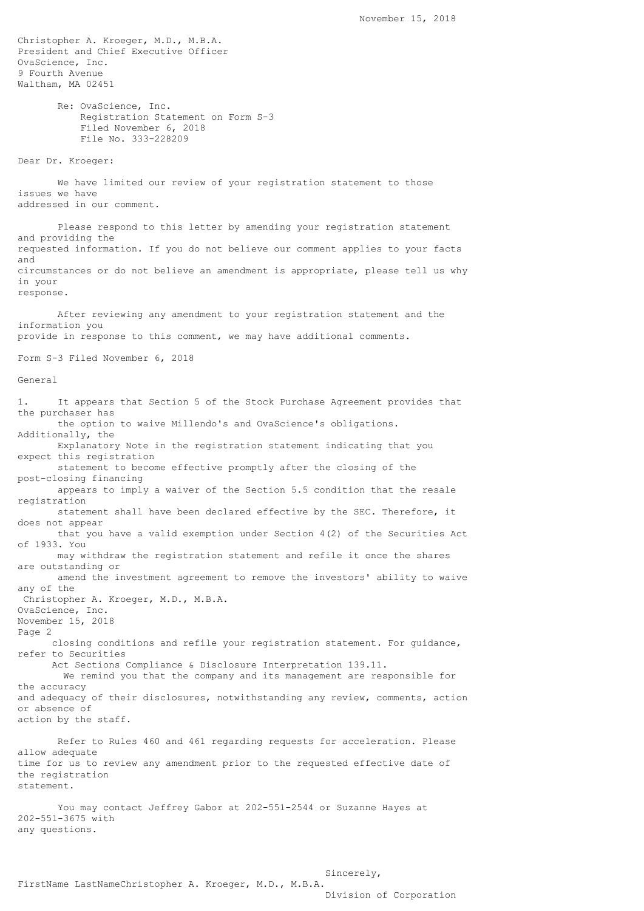November 15, 2018

Christopher A. Kroeger, M.D., M.B.A.
President and Chief Executive Officer
OvaScience, Inc.
9 Fourth Avenue
Waltham, MA 02451

Re: OvaScience, Inc.
Registration Statement on Form S-3
Filed November 6, 2018
File No. 333-228209

Dear Dr. Kroeger:

We have limited our review of your registration statement to those issues we have addressed in our comment.

Please respond to this letter by amending your registration statement and providing the requested information. If you do not believe our comment applies to your facts and circumstances or do not believe an amendment is appropriate, please tell us why in your response.

After reviewing any amendment to your registration statement and the information you provide in response to this comment, we may have additional comments.

Form S-3 Filed November 6, 2018

General

1. It appears that Section 5 of the Stock Purchase Agreement provides that the purchaser has the option to waive Millendo's and OvaScience's obligations. Additionally, the Explanatory Note in the registration statement indicating that you expect this registration statement to become effective promptly after the closing of the post-closing financing appears to imply a waiver of the Section 5.5 condition that the resale registration statement shall have been declared effective by the SEC. Therefore, it does not appear that you have a valid exemption under Section 4(2) of the Securities Act of 1933. You may withdraw the registration statement and refile it once the shares are outstanding or amend the investment agreement to remove the investors' ability to waive any of the closing conditions and refile your registration statement. For guidance, refer to Securities Act Sections Compliance & Disclosure Interpretation 139.11.

We remind you that the company and its management are responsible for the accuracy and adequacy of their disclosures, notwithstanding any review, comments, action or absence of action by the staff.

Refer to Rules 460 and 461 regarding requests for acceleration. Please allow adequate time for us to review any amendment prior to the requested effective date of the registration statement.

You may contact Jeffrey Gabor at 202-551-2544 or Suzanne Hayes at 202-551-3675 with any questions.

Sincerely,

FirstName LastNameChristopher A. Kroeger, M.D., M.B.A.

Division of Corporation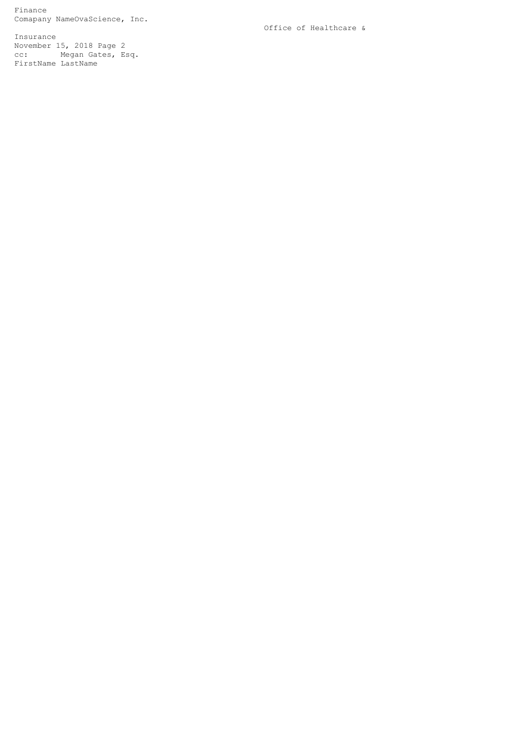Finance

Office of Healthcare & Insurance

cc: Megan Gates, Esq.